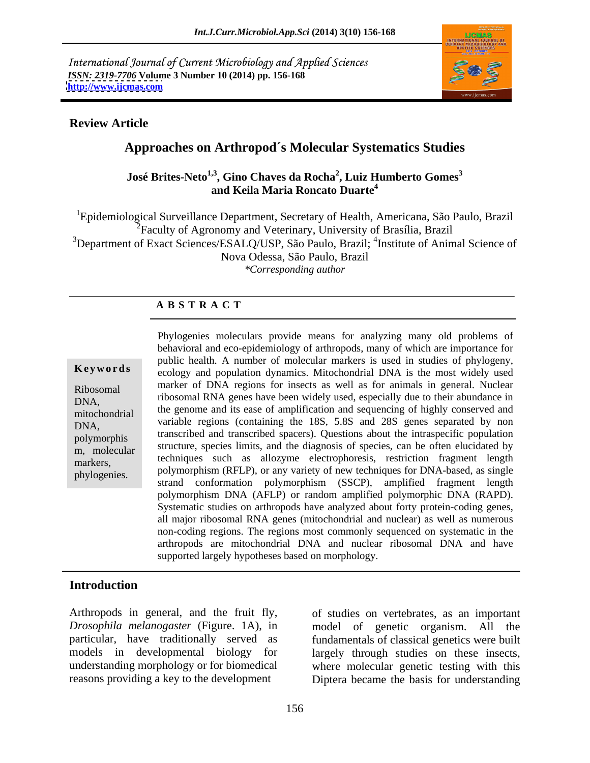International Journal of Current Microbiology and Applied Sciences
*ISSN: 2319-7706* **Volume 3 Number 10 (2014) pp. 156-168**
**http://www.ijcmas.com**

**Review Article**

# Approaches on Arthropod´s Molecular Systematics Studies

**José Brites-Neto[1,3], Gino Chaves da Rocha[2], Luiz Humberto Gomes[3] and Keila Maria Roncato Duarte[4]**

[1]Epidemiological Surveillance Department, Secretary of Health, Americana, São Paulo, Brazil
[2]Faculty of Agronomy and Veterinary, University of Brasília, Brazil
[3]Department of Exact Sciences/ESALQ/USP, São Paulo, Brazil; [4]Institute of Animal Science of Nova Odessa, São Paulo, Brazil
*\*Corresponding author*

## A B S T R A C T

**Keywords**

Ribosomal DNA, mitochondrial DNA, polymorphism, molecular markers, phylogenies.

Phylogenies moleculars provide means for analyzing many old problems of behavioral and eco-epidemiology of arthropods, many of which are importance for public health. A number of molecular markers is used in studies of phylogeny, ecology and population dynamics. Mitochondrial DNA is the most widely used marker of DNA regions for insects as well as for animals in general. Nuclear ribosomal RNA genes have been widely used, especially due to their abundance in the genome and its ease of amplification and sequencing of highly conserved and variable regions (containing the 18S, 5.8S and 28S genes separated by non transcribed and transcribed spacers). Questions about the intraspecific population structure, species limits, and the diagnosis of species, can be often elucidated by techniques such as allozyme electrophoresis, restriction fragment length polymorphism (RFLP), or any variety of new techniques for DNA-based, as single strand conformation polymorphism (SSCP), amplified fragment length polymorphism DNA (AFLP) or random amplified polymorphic DNA (RAPD). Systematic studies on arthropods have analyzed about forty protein-coding genes, all major ribosomal RNA genes (mitochondrial and nuclear) as well as numerous non-coding regions. The regions most commonly sequenced on systematic in the arthropods are mitochondrial DNA and nuclear ribosomal DNA and have supported largely hypotheses based on morphology.

## Introduction

Arthropods in general, and the fruit fly, *Drosophila melanogaster* (Figure. 1A), in particular, have traditionally served as models in developmental biology for understanding morphology or for biomedical reasons providing a key to the development of studies on vertebrates, as an important model of genetic organism. All the fundamentals of classical genetics were built largely through studies on these insects, where molecular genetic testing with this Diptera became the basis for understanding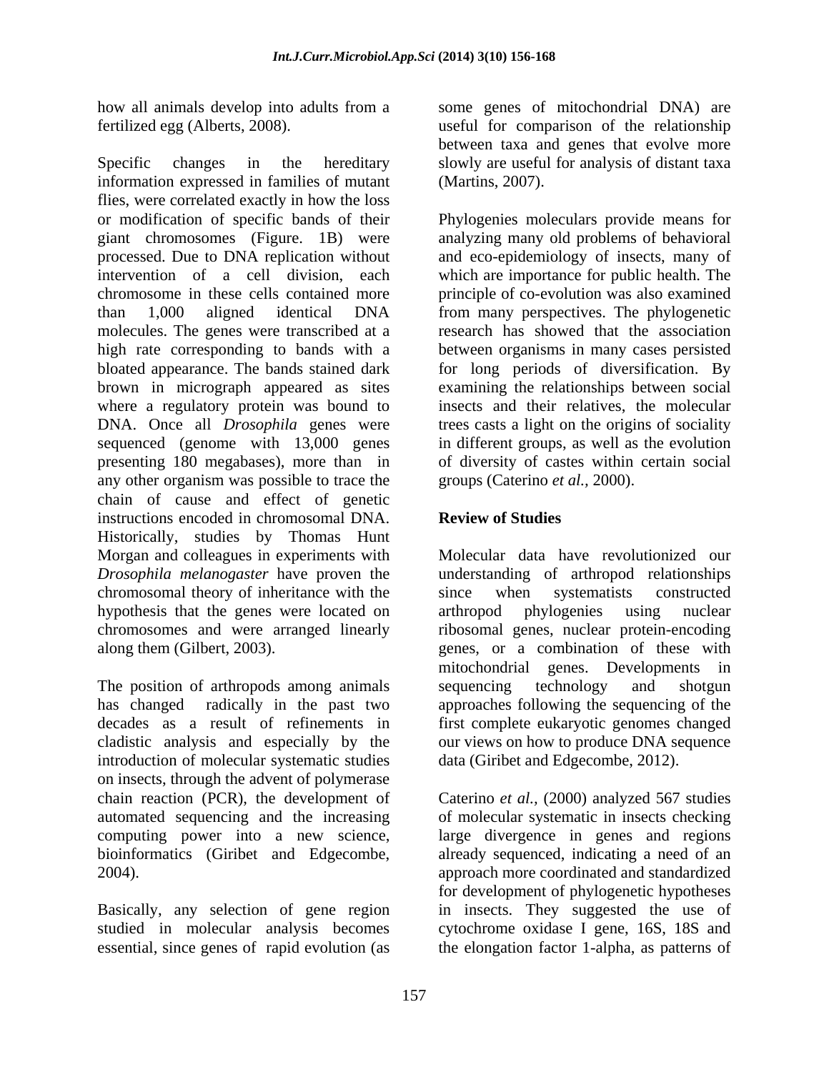how all animals develop into adults from a fertilized egg (Alberts, 2008).

Specific changes in the hereditary information expressed in families of mutant flies, were correlated exactly in how the loss or modification of specific bands of their giant chromosomes (Figure. 1B) were processed. Due to DNA replication without intervention of a cell division, each chromosome in these cells contained more than 1,000 aligned identical DNA molecules. The genes were transcribed at a high rate corresponding to bands with a bloated appearance. The bands stained dark brown in micrograph appeared as sites where a regulatory protein was bound to DNA. Once all *Drosophila* genes were sequenced (genome with 13,000 genes presenting 180 megabases), more than in any other organism was possible to trace the chain of cause and effect of genetic instructions encoded in chromosomal DNA. Historically, studies by Thomas Hunt Morgan and colleagues in experiments with *Drosophila melanogaster* have proven the chromosomal theory of inheritance with the hypothesis that the genes were located on chromosomes and were arranged linearly along them (Gilbert, 2003).

The position of arthropods among animals has changed radically in the past two decades as a result of refinements in cladistic analysis and especially by the introduction of molecular systematic studies on insects, through the advent of polymerase chain reaction (PCR), the development of automated sequencing and the increasing computing power into a new science, bioinformatics (Giribet and Edgecombe, 2004).

Basically, any selection of gene region studied in molecular analysis becomes essential, since genes of rapid evolution (as some genes of mitochondrial DNA) are useful for comparison of the relationship between taxa and genes that evolve more slowly are useful for analysis of distant taxa (Martins, 2007).

Phylogenies moleculars provide means for analyzing many old problems of behavioral and eco-epidemiology of insects, many of which are importance for public health. The principle of co-evolution was also examined from many perspectives. The phylogenetic research has showed that the association between organisms in many cases persisted for long periods of diversification. By examining the relationships between social insects and their relatives, the molecular trees casts a light on the origins of sociality in different groups, as well as the evolution of diversity of castes within certain social groups (Caterino *et al.,* 2000).

## Review of Studies

Molecular data have revolutionized our understanding of arthropod relationships since when systematists constructed arthropod phylogenies using nuclear ribosomal genes, nuclear protein-encoding genes, or a combination of these with mitochondrial genes. Developments in sequencing technology and shotgun approaches following the sequencing of the first complete eukaryotic genomes changed our views on how to produce DNA sequence data (Giribet and Edgecombe, 2012).

Caterino *et al.,* (2000) analyzed 567 studies of molecular systematic in insects checking large divergence in genes and regions already sequenced, indicating a need of an approach more coordinated and standardized for development of phylogenetic hypotheses in insects. They suggested the use of cytochrome oxidase I gene, 16S, 18S and the elongation factor 1-alpha, as patterns of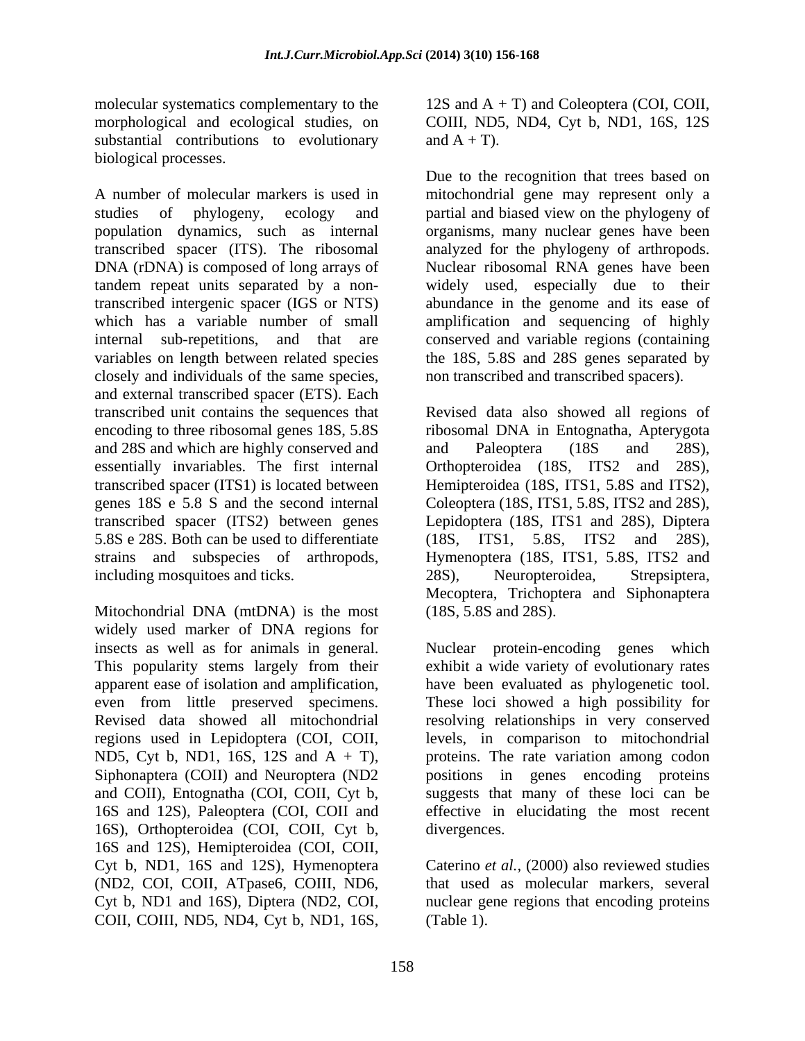molecular systematics complementary to the morphological and ecological studies, on substantial contributions to evolutionary biological processes.

A number of molecular markers is used in studies of phylogeny, ecology and population dynamics, such as internal transcribed spacer (ITS). The ribosomal DNA (rDNA) is composed of long arrays of tandem repeat units separated by a non-transcribed intergenic spacer (IGS or NTS) which has a variable number of small internal sub-repetitions, and that are variables on length between related species closely and individuals of the same species, and external transcribed spacer (ETS). Each transcribed unit contains the sequences that encoding to three ribosomal genes 18S, 5.8S and 28S and which are highly conserved and essentially invariables. The first internal transcribed spacer (ITS1) is located between genes 18S e 5.8 S and the second internal transcribed spacer (ITS2) between genes 5.8S e 28S. Both can be used to differentiate strains and subspecies of arthropods, including mosquitoes and ticks.

Mitochondrial DNA (mtDNA) is the most widely used marker of DNA regions for insects as well as for animals in general. This popularity stems largely from their apparent ease of isolation and amplification, even from little preserved specimens. Revised data showed all mitochondrial regions used in Lepidoptera (COI, COII, ND5, Cyt b, ND1, 16S, 12S and A + T), Siphonaptera (COII) and Neuroptera (ND2 and COII), Entognatha (COI, COII, Cyt b, 16S and 12S), Paleoptera (COI, COII and 16S), Orthopteroidea (COI, COII, Cyt b, 16S and 12S), Hemipteroidea (COI, COII, Cyt b, ND1, 16S and 12S), Hymenoptera (ND2, COI, COII, ATpase6, COIII, ND6, Cyt b, ND1 and 16S), Diptera (ND2, COI, COII, COIII, ND5, ND4, Cyt b, ND1, 16S, 12S and A + T) and Coleoptera (COI, COII, COIII, ND5, ND4, Cyt b, ND1, 16S, 12S and A + T).

Due to the recognition that trees based on mitochondrial gene may represent only a partial and biased view on the phylogeny of organisms, many nuclear genes have been analyzed for the phylogeny of arthropods. Nuclear ribosomal RNA genes have been widely used, especially due to their abundance in the genome and its ease of amplification and sequencing of highly conserved and variable regions (containing the 18S, 5.8S and 28S genes separated by non transcribed and transcribed spacers).

Revised data also showed all regions of ribosomal DNA in Entognatha, Apterygota and Paleoptera (18S and 28S), Orthopteroidea (18S, ITS2 and 28S), Hemipteroidea (18S, ITS1, 5.8S and ITS2), Coleoptera (18S, ITS1, 5.8S, ITS2 and 28S), Lepidoptera (18S, ITS1 and 28S), Diptera (18S, ITS1, 5.8S, ITS2 and 28S), Hymenoptera (18S, ITS1, 5.8S, ITS2 and 28S), Neuropteroidea, Strepsiptera, Mecoptera, Trichoptera and Siphonaptera (18S, 5.8S and 28S).

Nuclear protein-encoding genes which exhibit a wide variety of evolutionary rates have been evaluated as phylogenetic tool. These loci showed a high possibility for resolving relationships in very conserved levels, in comparison to mitochondrial proteins. The rate variation among codon positions in genes encoding proteins suggests that many of these loci can be effective in elucidating the most recent divergences.

Caterino *et al.,* (2000) also reviewed studies that used as molecular markers, several nuclear gene regions that encoding proteins (Table 1).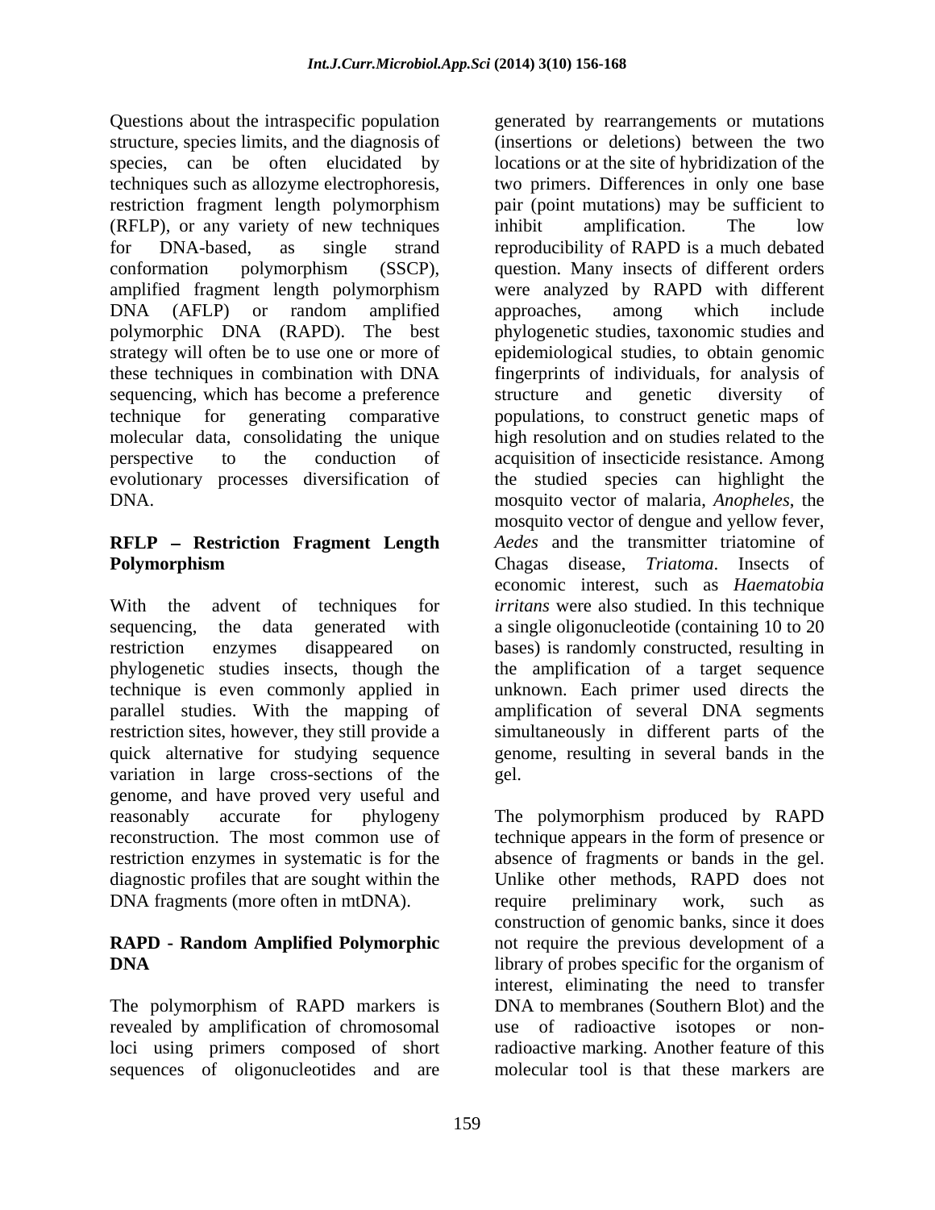Questions about the intraspecific population structure, species limits, and the diagnosis of species, can be often elucidated by techniques such as allozyme electrophoresis, restriction fragment length polymorphism (RFLP), or any variety of new techniques for DNA-based, as single strand conformation polymorphism (SSCP), amplified fragment length polymorphism DNA (AFLP) or random amplified polymorphic DNA (RAPD). The best strategy will often be to use one or more of these techniques in combination with DNA sequencing, which has become a preference technique for generating comparative molecular data, consolidating the unique perspective to the conduction of evolutionary processes diversification of DNA.

## RFLP – Restriction Fragment Length Polymorphism

With the advent of techniques for sequencing, the data generated with restriction enzymes disappeared on phylogenetic studies insects, though the technique is even commonly applied in parallel studies. With the mapping of restriction sites, however, they still provide a quick alternative for studying sequence variation in large cross-sections of the genome, and have proved very useful and reasonably accurate for phylogeny reconstruction. The most common use of restriction enzymes in systematic is for the diagnostic profiles that are sought within the DNA fragments (more often in mtDNA).

## RAPD - Random Amplified Polymorphic DNA

The polymorphism of RAPD markers is revealed by amplification of chromosomal loci using primers composed of short sequences of oligonucleotides and are generated by rearrangements or mutations (insertions or deletions) between the two locations or at the site of hybridization of the two primers. Differences in only one base pair (point mutations) may be sufficient to inhibit amplification. The low reproducibility of RAPD is a much debated question. Many insects of different orders were analyzed by RAPD with different approaches, among which include phylogenetic studies, taxonomic studies and epidemiological studies, to obtain genomic fingerprints of individuals, for analysis of structure and genetic diversity of populations, to construct genetic maps of high resolution and on studies related to the acquisition of insecticide resistance. Among the studied species can highlight the mosquito vector of malaria, *Anopheles*, the mosquito vector of dengue and yellow fever, *Aedes* and the transmitter triatomine of Chagas disease, *Triatoma*. Insects of economic interest, such as *Haematobia irritans* were also studied. In this technique a single oligonucleotide (containing 10 to 20 bases) is randomly constructed, resulting in the amplification of a target sequence unknown. Each primer used directs the amplification of several DNA segments simultaneously in different parts of the genome, resulting in several bands in the gel.

The polymorphism produced by RAPD technique appears in the form of presence or absence of fragments or bands in the gel. Unlike other methods, RAPD does not require preliminary work, such as construction of genomic banks, since it does not require the previous development of a library of probes specific for the organism of interest, eliminating the need to transfer DNA to membranes (Southern Blot) and the use of radioactive isotopes or non-radioactive marking. Another feature of this molecular tool is that these markers are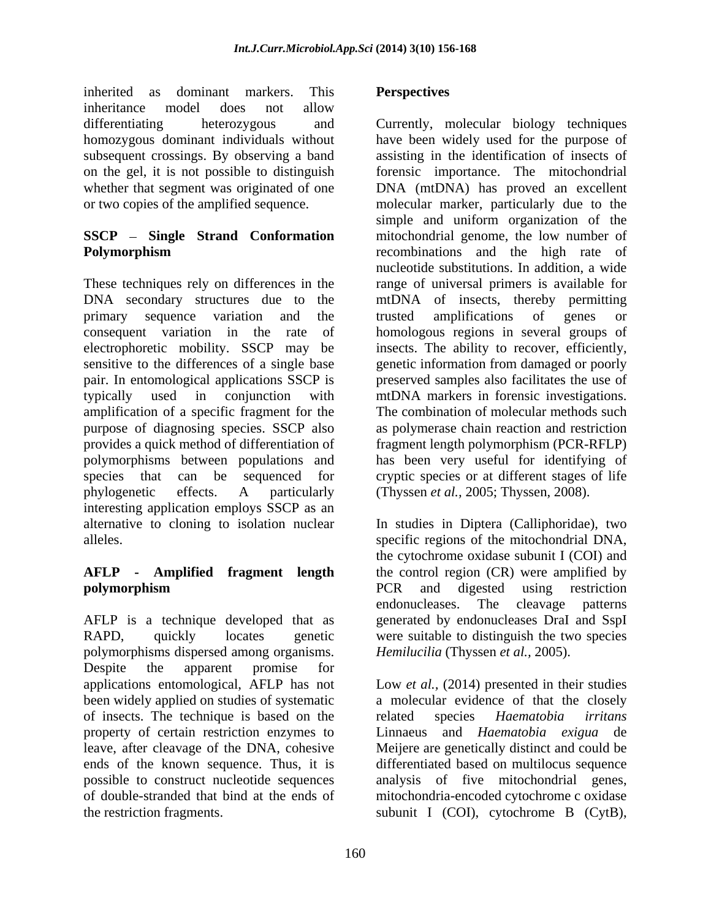inherited as dominant markers. This inheritance model does not allow differentiating heterozygous and homozygous dominant individuals without subsequent crossings. By observing a band on the gel, it is not possible to distinguish whether that segment was originated of one or two copies of the amplified sequence.

**SSCP – Single Strand Conformation Polymorphism**

These techniques rely on differences in the DNA secondary structures due to the primary sequence variation and the consequent variation in the rate of electrophoretic mobility. SSCP may be sensitive to the differences of a single base pair. In entomological applications SSCP is typically used in conjunction with amplification of a specific fragment for the purpose of diagnosing species. SSCP also provides a quick method of differentiation of polymorphisms between populations and species that can be sequenced for phylogenetic effects. A particularly interesting application employs SSCP as an alternative to cloning to isolation nuclear alleles.

**AFLP - Amplified fragment length polymorphism**

AFLP is a technique developed that as RAPD, quickly locates genetic polymorphisms dispersed among organisms. Despite the apparent promise for applications entomological, AFLP has not been widely applied on studies of systematic of insects. The technique is based on the property of certain restriction enzymes to leave, after cleavage of the DNA, cohesive ends of the known sequence. Thus, it is possible to construct nucleotide sequences of double-stranded that bind at the ends of the restriction fragments.

**Perspectives**

Currently, molecular biology techniques have been widely used for the purpose of assisting in the identification of insects of forensic importance. The mitochondrial DNA (mtDNA) has proved an excellent molecular marker, particularly due to the simple and uniform organization of the mitochondrial genome, the low number of recombinations and the high rate of nucleotide substitutions. In addition, a wide range of universal primers is available for mtDNA of insects, thereby permitting trusted amplifications of genes or homologous regions in several groups of insects. The ability to recover, efficiently, genetic information from damaged or poorly preserved samples also facilitates the use of mtDNA markers in forensic investigations. The combination of molecular methods such as polymerase chain reaction and restriction fragment length polymorphism (PCR-RFLP) has been very useful for identifying of cryptic species or at different stages of life (Thyssen *et al.,* 2005; Thyssen, 2008).

In studies in Diptera (Calliphoridae), two specific regions of the mitochondrial DNA, the cytochrome oxidase subunit I (COI) and the control region (CR) were amplified by PCR and digested using restriction endonucleases. The cleavage patterns generated by endonucleases DraI and SspI were suitable to distinguish the two species *Hemilucilia* (Thyssen *et al.,* 2005).

Low *et al.,* (2014) presented in their studies a molecular evidence of that the closely related species *Haematobia irritans* Linnaeus and *Haematobia exigua* de Meijere are genetically distinct and could be differentiated based on multilocus sequence analysis of five mitochondrial genes, mitochondria-encoded cytochrome c oxidase subunit I (COI), cytochrome B (CytB),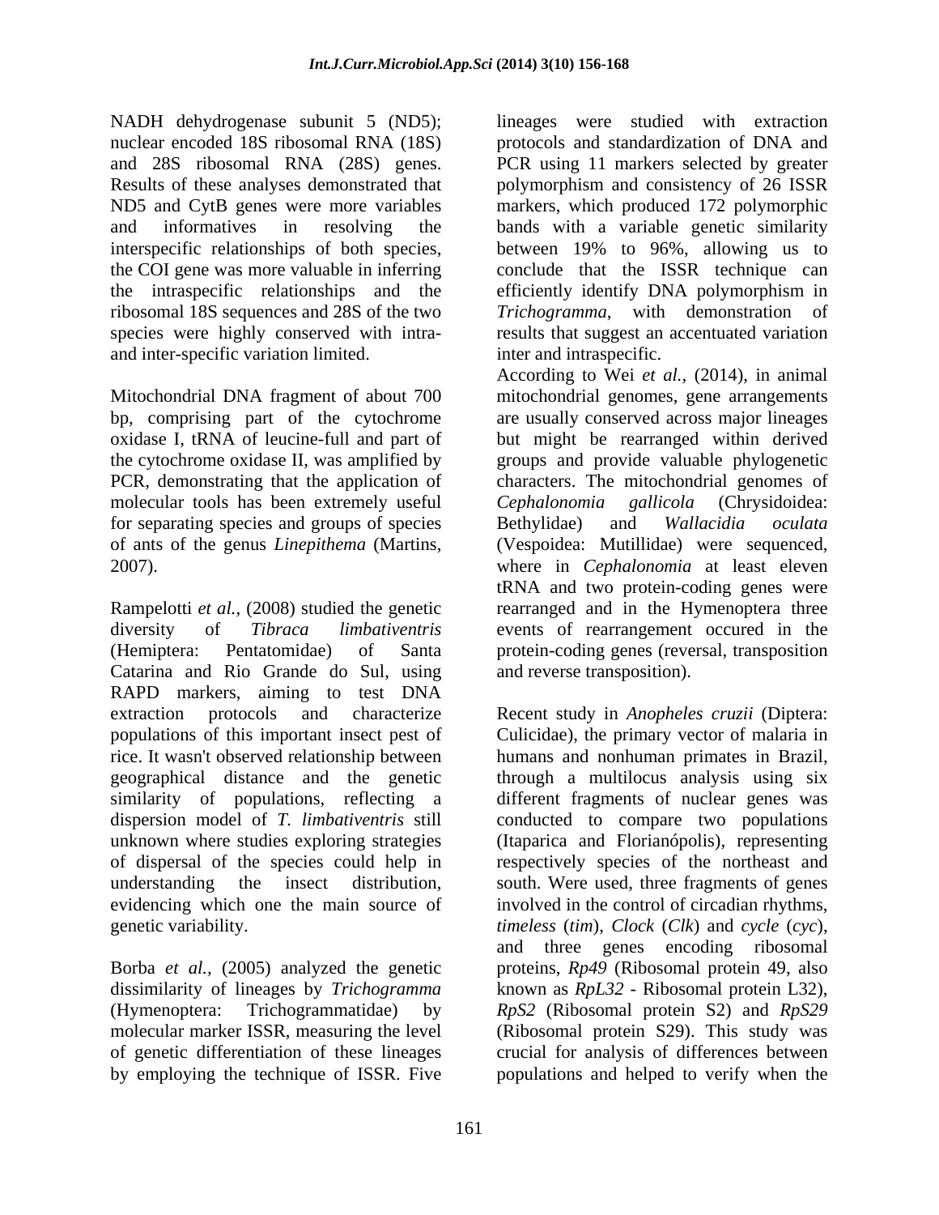NADH dehydrogenase subunit 5 (ND5); nuclear encoded 18S ribosomal RNA (18S) and 28S ribosomal RNA (28S) genes. Results of these analyses demonstrated that ND5 and CytB genes were more variables and informatives in resolving the interspecific relationships of both species, the COI gene was more valuable in inferring the intraspecific relationships and the ribosomal 18S sequences and 28S of the two species were highly conserved with intra- and inter-specific variation limited.

Mitochondrial DNA fragment of about 700 bp, comprising part of the cytochrome oxidase I, tRNA of leucine-full and part of the cytochrome oxidase II, was amplified by PCR, demonstrating that the application of molecular tools has been extremely useful for separating species and groups of species of ants of the genus *Linepithema* (Martins, 2007).

Rampelotti *et al.,* (2008) studied the genetic diversity of *Tibraca limbativentris* (Hemiptera: Pentatomidae) of Santa Catarina and Rio Grande do Sul, using RAPD markers, aiming to test DNA extraction protocols and characterize populations of this important insect pest of rice. It wasn't observed relationship between geographical distance and the genetic similarity of populations, reflecting a dispersion model of *T. limbativentris* still unknown where studies exploring strategies of dispersal of the species could help in understanding the insect distribution, evidencing which one the main source of genetic variability.

Borba *et al.,* (2005) analyzed the genetic dissimilarity of lineages by *Trichogramma* (Hymenoptera: Trichogrammatidae) by molecular marker ISSR, measuring the level of genetic differentiation of these lineages by employing the technique of ISSR. Five lineages were studied with extraction protocols and standardization of DNA and PCR using 11 markers selected by greater polymorphism and consistency of 26 ISSR markers, which produced 172 polymorphic bands with a variable genetic similarity between 19% to 96%, allowing us to conclude that the ISSR technique can efficiently identify DNA polymorphism in *Trichogramma*, with demonstration of results that suggest an accentuated variation inter and intraspecific.

According to Wei *et al.,* (2014), in animal mitochondrial genomes, gene arrangements are usually conserved across major lineages but might be rearranged within derived groups and provide valuable phylogenetic characters. The mitochondrial genomes of *Cephalonomia gallicola* (Chrysidoidea: Bethylidae) and *Wallacidia oculata* (Vespoidea: Mutillidae) were sequenced, where in *Cephalonomia* at least eleven tRNA and two protein-coding genes were rearranged and in the Hymenoptera three events of rearrangement occured in the protein-coding genes (reversal, transposition and reverse transposition).

Recent study in *Anopheles cruzii* (Diptera: Culicidae), the primary vector of malaria in humans and nonhuman primates in Brazil, through a multilocus analysis using six different fragments of nuclear genes was conducted to compare two populations (Itaparica and Florianópolis), representing respectively species of the northeast and south. Were used, three fragments of genes involved in the control of circadian rhythms, *timeless* (*tim*), *Clock* (*Clk*) and *cycle* (*cyc*), and three genes encoding ribosomal proteins, *Rp49* (Ribosomal protein 49, also known as *RpL32* - Ribosomal protein L32), *RpS2* (Ribosomal protein S2) and *RpS29* (Ribosomal protein S29). This study was crucial for analysis of differences between populations and helped to verify when the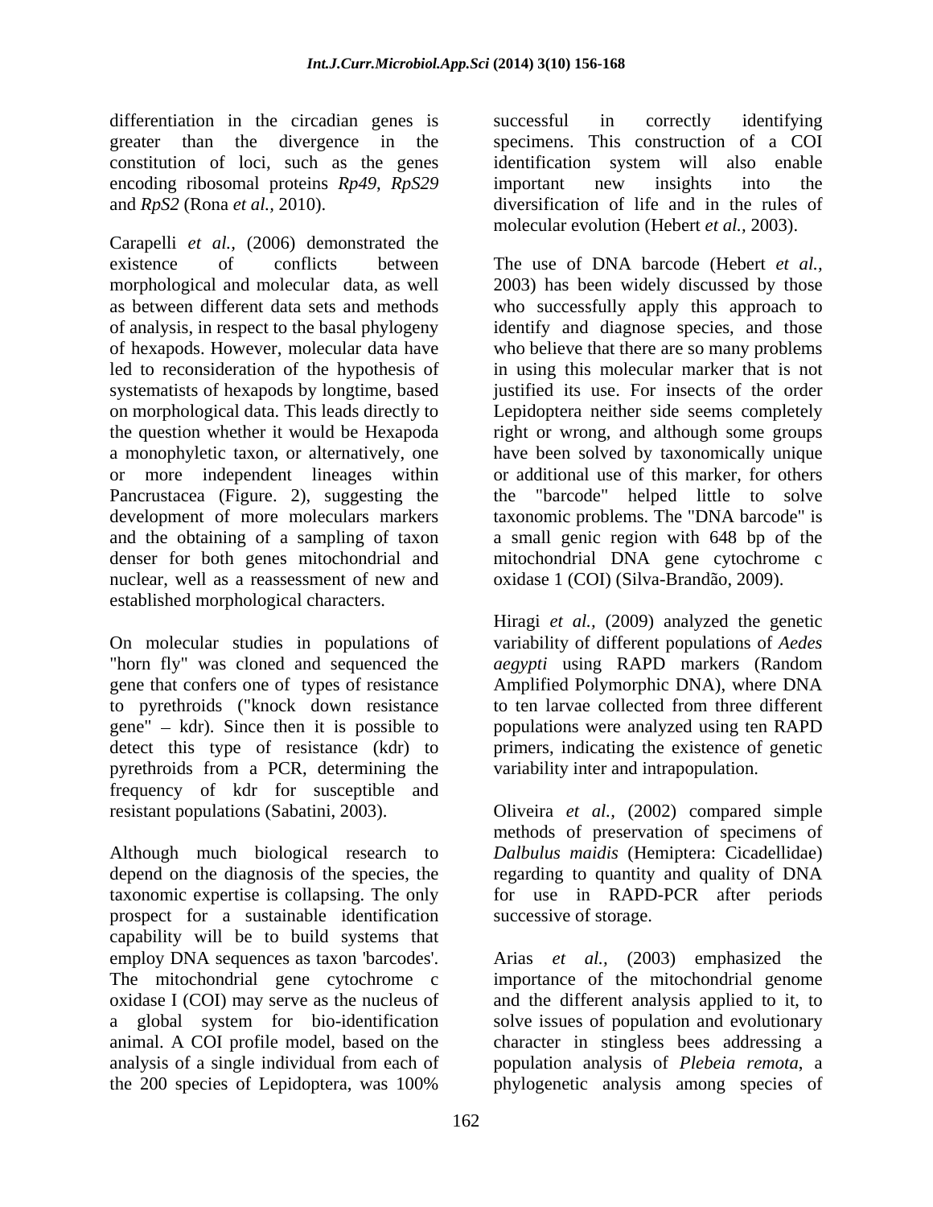differentiation in the circadian genes is greater than the divergence in the constitution of loci, such as the genes encoding ribosomal proteins *Rp49*, *RpS29* and *RpS2* (Rona *et al.,* 2010).

Carapelli *et al.,* (2006) demonstrated the existence of conflicts between morphological and molecular data, as well as between different data sets and methods of analysis, in respect to the basal phylogeny of hexapods. However, molecular data have led to reconsideration of the hypothesis of systematists of hexapods by longtime, based on morphological data. This leads directly to the question whether it would be Hexapoda a monophyletic taxon, or alternatively, one or more independent lineages within Pancrustacea (Figure. 2), suggesting the development of more moleculars markers and the obtaining of a sampling of taxon denser for both genes mitochondrial and nuclear, well as a reassessment of new and established morphological characters.

On molecular studies in populations of "horn fly" was cloned and sequenced the gene that confers one of types of resistance to pyrethroids ("knock down resistance gene" – kdr). Since then it is possible to detect this type of resistance (kdr) to pyrethroids from a PCR, determining the frequency of kdr for susceptible and resistant populations (Sabatini, 2003).

Although much biological research to depend on the diagnosis of the species, the taxonomic expertise is collapsing. The only prospect for a sustainable identification capability will be to build systems that employ DNA sequences as taxon 'barcodes'. The mitochondrial gene cytochrome c oxidase I (COI) may serve as the nucleus of a global system for bio-identification animal. A COI profile model, based on the analysis of a single individual from each of the 200 species of Lepidoptera, was 100% successful in correctly identifying specimens. This construction of a COI identification system will also enable important new insights into the diversification of life and in the rules of molecular evolution (Hebert *et al.,* 2003).

The use of DNA barcode (Hebert *et al.,* 2003) has been widely discussed by those who successfully apply this approach to identify and diagnose species, and those who believe that there are so many problems in using this molecular marker that is not justified its use. For insects of the order Lepidoptera neither side seems completely right or wrong, and although some groups have been solved by taxonomically unique or additional use of this marker, for others the "barcode" helped little to solve taxonomic problems. The "DNA barcode" is a small genic region with 648 bp of the mitochondrial DNA gene cytochrome c oxidase 1 (COI) (Silva-Brandão, 2009).

Hiragi *et al.,* (2009) analyzed the genetic variability of different populations of *Aedes aegypti* using RAPD markers (Random Amplified Polymorphic DNA), where DNA to ten larvae collected from three different populations were analyzed using ten RAPD primers, indicating the existence of genetic variability inter and intrapopulation.

Oliveira *et al.,* (2002) compared simple methods of preservation of specimens of *Dalbulus maidis* (Hemiptera: Cicadellidae) regarding to quantity and quality of DNA for use in RAPD-PCR after periods successive of storage.

Arias *et al.,* (2003) emphasized the importance of the mitochondrial genome and the different analysis applied to it, to solve issues of population and evolutionary character in stingless bees addressing a population analysis of *Plebeia remota*, a phylogenetic analysis among species of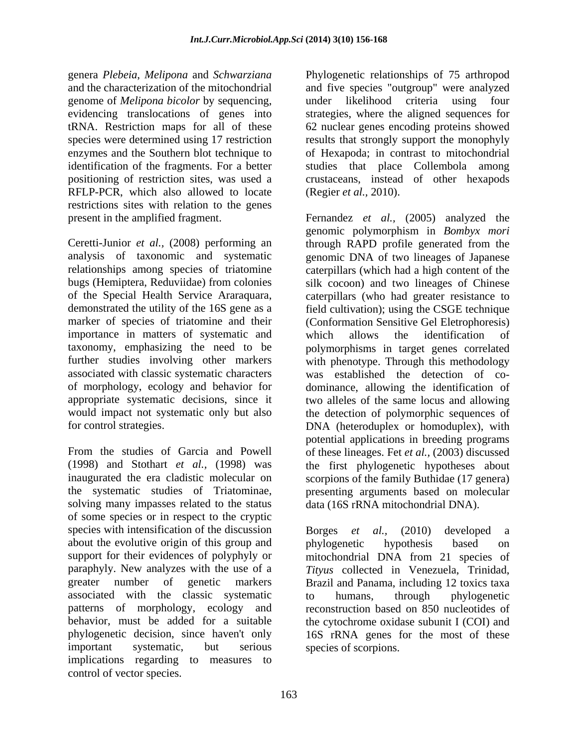genera *Plebeia*, *Melipona* and *Schwarziana* and the characterization of the mitochondrial genome of *Melipona bicolor* by sequencing, evidencing translocations of genes into tRNA. Restriction maps for all of these species were determined using 17 restriction enzymes and the Southern blot technique to identification of the fragments. For a better positioning of restriction sites, was used a RFLP-PCR, which also allowed to locate restrictions sites with relation to the genes present in the amplified fragment.

Ceretti-Junior *et al.*, (2008) performing an analysis of taxonomic and systematic relationships among species of triatomine bugs (Hemiptera, Reduviidae) from colonies of the Special Health Service Araraquara, demonstrated the utility of the 16S gene as a marker of species of triatomine and their importance in matters of systematic and taxonomy, emphasizing the need to be further studies involving other markers associated with classic systematic characters of morphology, ecology and behavior for appropriate systematic decisions, since it would impact not systematic only but also for control strategies.

From the studies of Garcia and Powell (1998) and Stothart *et al.*, (1998) was inaugurated the era cladistic molecular on the systematic studies of Triatominae, solving many impasses related to the status of some species or in respect to the cryptic species with intensification of the discussion about the evolutive origin of this group and support for their evidences of polyphyly or paraphyly. New analyzes with the use of a greater number of genetic markers associated with the classic systematic patterns of morphology, ecology and behavior, must be added for a suitable phylogenetic decision, since haven't only important systematic, but serious implications regarding to measures to control of vector species.

Phylogenetic relationships of 75 arthropod and five species "outgroup" were analyzed under likelihood criteria using four strategies, where the aligned sequences for 62 nuclear genes encoding proteins showed results that strongly support the monophyly of Hexapoda; in contrast to mitochondrial studies that place Collembola among crustaceans, instead of other hexapods (Regier *et al.*, 2010).

Fernandez *et al.*, (2005) analyzed the genomic polymorphism in *Bombyx mori* through RAPD profile generated from the genomic DNA of two lineages of Japanese caterpillars (which had a high content of the silk cocoon) and two lineages of Chinese caterpillars (who had greater resistance to field cultivation); using the CSGE technique (Conformation Sensitive Gel Eletrophoresis) which allows the identification of polymorphisms in target genes correlated with phenotype. Through this methodology was established the detection of co-dominance, allowing the identification of two alleles of the same locus and allowing the detection of polymorphic sequences of DNA (heteroduplex or homoduplex), with potential applications in breeding programs of these lineages. Fet *et al.*, (2003) discussed the first phylogenetic hypotheses about scorpions of the family Buthidae (17 genera) presenting arguments based on molecular data (16S rRNA mitochondrial DNA).

Borges *et al.*, (2010) developed a phylogenetic hypothesis based on mitochondrial DNA from 21 species of *Tityus* collected in Venezuela, Trinidad, Brazil and Panama, including 12 toxics taxa to humans, through phylogenetic reconstruction based on 850 nucleotides of the cytochrome oxidase subunit I (COI) and 16S rRNA genes for the most of these species of scorpions.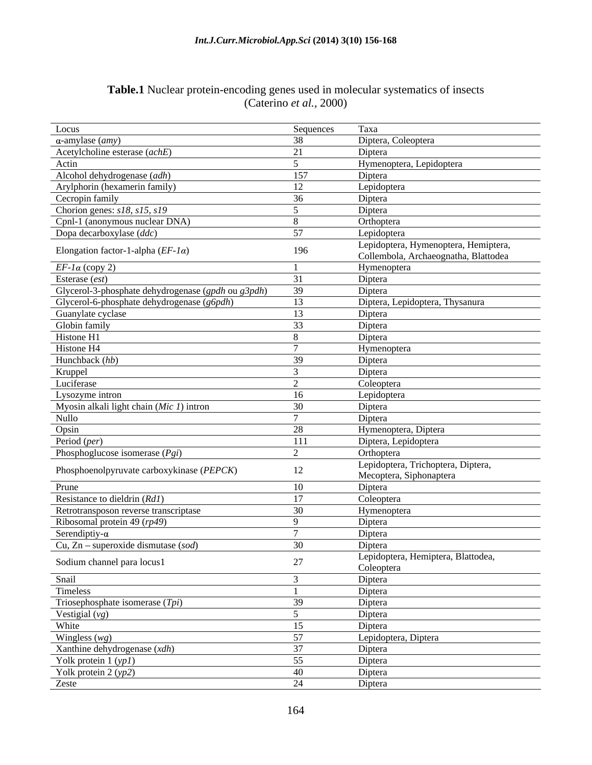**Table.1** Nuclear protein-encoding genes used in molecular systematics of insects (Caterino *et al.*, 2000)

| Locus | Sequences | Taxa |
|---|---|---|
| α-amylase (*amy*) | 38 | Diptera, Coleoptera |
| Acetylcholine esterase (*achE*) | 21 | Diptera |
| Actin | 5 | Hymenoptera, Lepidoptera |
| Alcohol dehydrogenase (*adh*) | 157 | Diptera |
| Arylphorin (hexamerin family) | 12 | Lepidoptera |
| Cecropin family | 36 | Diptera |
| Chorion genes: *s18, s15, s19* | 5 | Diptera |
| Cpnl-1 (anonymous nuclear DNA) | 8 | Orthoptera |
| Dopa decarboxylase (*ddc*) | 57 | Lepidoptera |
| Elongation factor-1-alpha (*EF-1α*) | 196 | Lepidoptera, Hymenoptera, Hemiptera, Collembola, Archaeognatha, Blattodea |
| *EF-1α* (copy 2) | 1 | Hymenoptera |
| Esterase (*est*) | 31 | Diptera |
| Glycerol-3-phosphate dehydrogenase (*gpdh* ou *g3pdh*) | 39 | Diptera |
| Glycerol-6-phosphate dehydrogenase (*g6pdh*) | 13 | Diptera, Lepidoptera, Thysanura |
| Guanylate cyclase | 13 | Diptera |
| Globin family | 33 | Diptera |
| Histone H1 | 8 | Diptera |
| Histone H4 | 7 | Hymenoptera |
| Hunchback (*hb*) | 39 | Diptera |
| Kruppel | 3 | Diptera |
| Luciferase | 2 | Coleoptera |
| Lysozyme intron | 16 | Lepidoptera |
| Myosin alkali light chain (*Mic 1*) intron | 30 | Diptera |
| Nullo | 7 | Diptera |
| Opsin | 28 | Hymenoptera, Diptera |
| Period (*per*) | 111 | Diptera, Lepidoptera |
| Phosphoglucose isomerase (*Pgi*) | 2 | Orthoptera |
| Phosphoenolpyruvate carboxykinase (*PEPCK*) | 12 | Lepidoptera, Trichoptera, Diptera, Mecoptera, Siphonaptera |
| Prune | 10 | Diptera |
| Resistance to dieldrin (*Rd1*) | 17 | Coleoptera |
| Retrotransposon reverse transcriptase | 30 | Hymenoptera |
| Ribosomal protein 49 (*rp49*) | 9 | Diptera |
| Serendiptiy-α | 7 | Diptera |
| Cu, Zn – superoxide dismutase (*sod*) | 30 | Diptera |
| Sodium channel para locus1 | 27 | Lepidoptera, Hemiptera, Blattodea, Coleoptera |
| Snail | 3 | Diptera |
| Timeless | 1 | Diptera |
| Triosephosphate isomerase (*Tpi*) | 39 | Diptera |
| Vestigial (*vg*) | 5 | Diptera |
| White | 15 | Diptera |
| Wingless (*wg*) | 57 | Lepidoptera, Diptera |
| Xanthine dehydrogenase (*xdh*) | 37 | Diptera |
| Yolk protein 1 (*yp1*) | 55 | Diptera |
| Yolk protein 2 (*yp2*) | 40 | Diptera |
| Zeste | 24 | Diptera |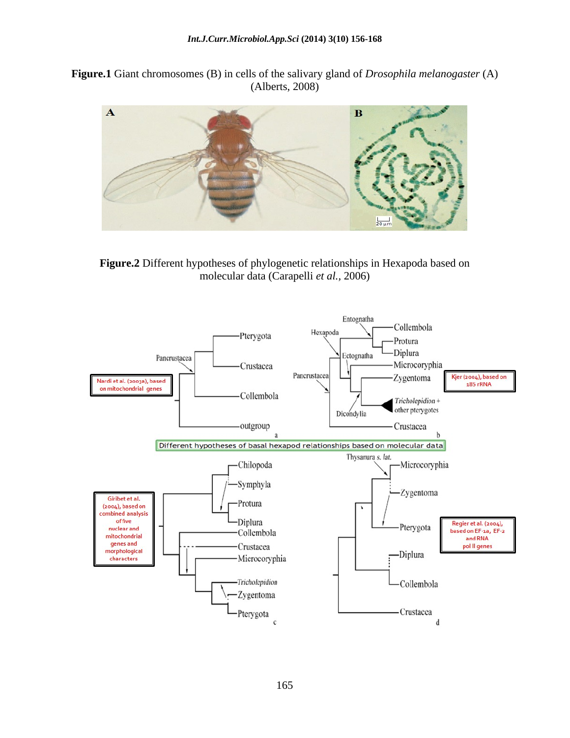**Figure.1** Giant chromosomes (B) in cells of the salivary gland of *Drosophila melanogaster* (A) (Alberts, 2008)

**Figure.2** Different hypotheses of phylogenetic relationships in Hexapoda based on molecular data (Carapelli *et al.*, 2006)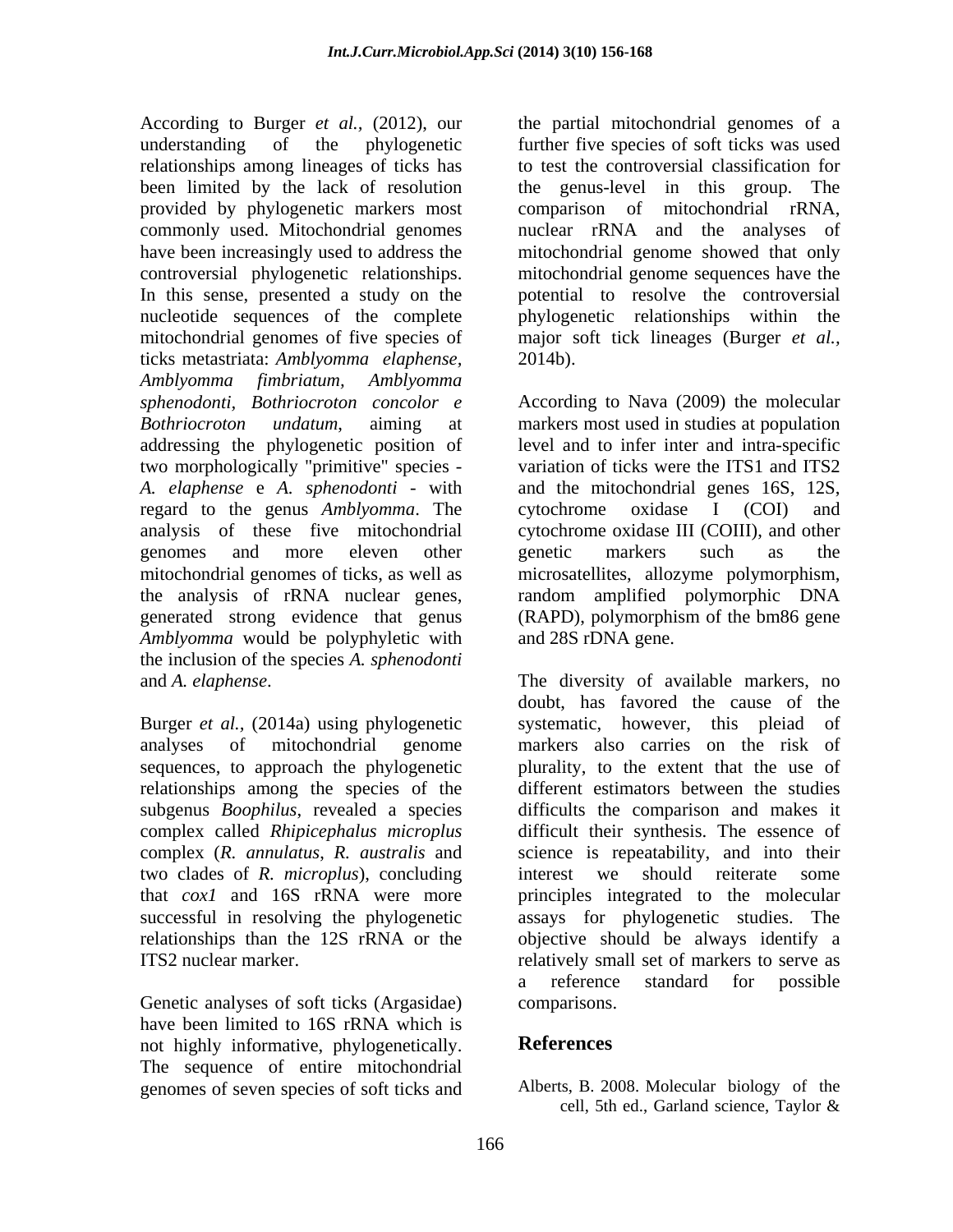According to Burger *et al.,* (2012), our understanding of the phylogenetic relationships among lineages of ticks has been limited by the lack of resolution provided by phylogenetic markers most commonly used. Mitochondrial genomes have been increasingly used to address the controversial phylogenetic relationships. In this sense, presented a study on the nucleotide sequences of the complete mitochondrial genomes of five species of ticks metastriata: *Amblyomma elaphense, Amblyomma fimbriatum, Amblyomma sphenodonti, Bothriocroton concolor e Bothriocroton undatum,* aiming at addressing the phylogenetic position of two morphologically "primitive" species - *A. elaphense* e *A. sphenodonti* - with regard to the genus *Amblyomma*. The analysis of these five mitochondrial genomes and more eleven other mitochondrial genomes of ticks, as well as the analysis of rRNA nuclear genes, generated strong evidence that genus *Amblyomma* would be polyphyletic with the inclusion of the species *A. sphenodonti* and *A. elaphense*.

Burger *et al.,* (2014a) using phylogenetic analyses of mitochondrial genome sequences, to approach the phylogenetic relationships among the species of the subgenus *Boophilus*, revealed a species complex called *Rhipicephalus microplus* complex (*R. annulatus*, *R. australis* and two clades of *R. microplus*), concluding that *cox1* and 16S rRNA were more successful in resolving the phylogenetic relationships than the 12S rRNA or the ITS2 nuclear marker.

Genetic analyses of soft ticks (Argasidae) have been limited to 16S rRNA which is not highly informative, phylogenetically. The sequence of entire mitochondrial genomes of seven species of soft ticks and the partial mitochondrial genomes of a further five species of soft ticks was used to test the controversial classification for the genus-level in this group. The comparison of mitochondrial rRNA, nuclear rRNA and the analyses of mitochondrial genome showed that only mitochondrial genome sequences have the potential to resolve the controversial phylogenetic relationships within the major soft tick lineages (Burger *et al.,* 2014b).

According to Nava (2009) the molecular markers most used in studies at population level and to infer inter and intra-specific variation of ticks were the ITS1 and ITS2 and the mitochondrial genes 16S, 12S, cytochrome oxidase I (COI) and cytochrome oxidase III (COIII), and other genetic markers such as the microsatellites, allozyme polymorphism, random amplified polymorphic DNA (RAPD), polymorphism of the bm86 gene and 28S rDNA gene.

The diversity of available markers, no doubt, has favored the cause of the systematic, however, this pleiad of markers also carries on the risk of plurality, to the extent that the use of different estimators between the studies difficults the comparison and makes it difficult their synthesis. The essence of science is repeatability, and into their interest we should reiterate some principles integrated to the molecular assays for phylogenetic studies. The objective should be always identify a relatively small set of markers to serve as a reference standard for possible comparisons.

## References

Alberts, B. 2008. Molecular biology of the cell, 5th ed., Garland science, Taylor &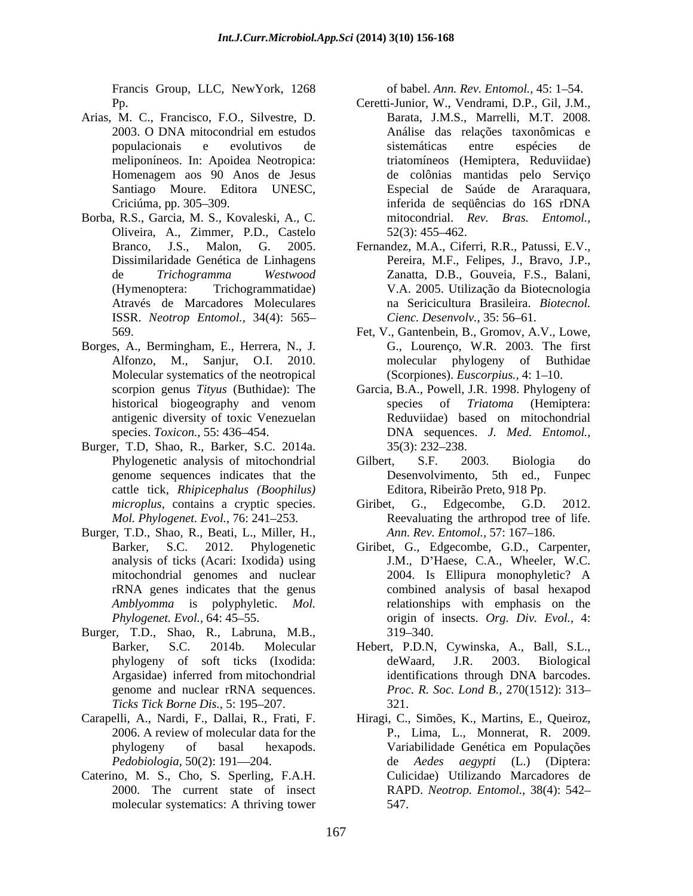Francis Group, LLC, NewYork, 1268 Pp.

Arias, M. C., Francisco, F.O., Silvestre, D. 2003. O DNA mitocondrial em estudos populacionais e evolutivos de meliponíneos. In: Apoidea Neotropica: Homenagem aos 90 Anos de Jesus Santiago Moure. Editora UNESC, Criciúma, pp. 305–309.

Borba, R.S., Garcia, M. S., Kovaleski, A., C. Oliveira, A., Zimmer, P.D., Castelo Branco, J.S., Malon, G. 2005. Dissimilaridade Genética de Linhagens de *Trichogramma Westwood* (Hymenoptera: Trichogrammatidae) Através de Marcadores Moleculares ISSR. *Neotrop Entomol.,* 34(4): 565–569.

Borges, A., Bermingham, E., Herrera, N., J. Alfonzo, M., Sanjur, O.I. 2010. Molecular systematics of the neotropical scorpion genus *Tityus* (Buthidae): The historical biogeography and venom antigenic diversity of toxic Venezuelan species. *Toxicon.,* 55: 436–454.

Burger, T.D, Shao, R., Barker, S.C. 2014a. Phylogenetic analysis of mitochondrial genome sequences indicates that the cattle tick, *Rhipicephalus (Boophilus) microplus*, contains a cryptic species. *Mol. Phylogenet. Evol.,* 76: 241–253.

Burger, T.D., Shao, R., Beati, L., Miller, H., Barker, S.C. 2012. Phylogenetic analysis of ticks (Acari: Ixodida) using mitochondrial genomes and nuclear rRNA genes indicates that the genus *Amblyomma* is polyphyletic. *Mol. Phylogenet. Evol.,* 64: 45–55.

Burger, T.D., Shao, R., Labruna, M.B., Barker, S.C. 2014b. Molecular phylogeny of soft ticks (Ixodida: Argasidae) inferred from mitochondrial genome and nuclear rRNA sequences. *Ticks Tick Borne Dis.,* 5: 195–207.

Carapelli, A., Nardi, F., Dallai, R., Frati, F. 2006. A review of molecular data for the phylogeny of basal hexapods. *Pedobiologia*, 50(2): 191—204.

Caterino, M. S., Cho, S. Sperling, F.A.H. 2000. The current state of insect molecular systematics: A thriving tower of babel. *Ann. Rev. Entomol.,* 45: 1–54.

Ceretti-Junior, W., Vendrami, D.P., Gil, J.M., Barata, J.M.S., Marrelli, M.T. 2008. Análise das relações taxonômicas e sistemáticas entre espécies de triatomíneos (Hemiptera, Reduviidae) de colônias mantidas pelo Serviço Especial de Saúde de Araraquara, inferida de seqüências do 16S rDNA mitocondrial. *Rev. Bras. Entomol.,* 52(3): 455–462.

Fernandez, M.A., Ciferri, R.R., Patussi, E.V., Pereira, M.F., Felipes, J., Bravo, J.P., Zanatta, D.B., Gouveia, F.S., Balani, V.A. 2005. Utilização da Biotecnologia na Sericicultura Brasileira. *Biotecnol. Cienc. Desenvolv.,* 35: 56–61.

Fet, V., Gantenbein, B., Gromov, A.V., Lowe, G., Lourenço, W.R. 2003. The first molecular phylogeny of Buthidae (Scorpiones). *Euscorpius.,* 4: 1–10.

Garcia, B.A., Powell, J.R. 1998. Phylogeny of species of *Triatoma* (Hemiptera: Reduviidae) based on mitochondrial DNA sequences. *J. Med. Entomol.,* 35(3): 232–238.

Gilbert, S.F. 2003. Biologia do Desenvolvimento, 5th ed., Funpec Editora, Ribeirão Preto, 918 Pp.

Giribet, G., Edgecombe, G.D. 2012. Reevaluating the arthropod tree of life. *Ann. Rev. Entomol.,* 57: 167–186.

Giribet, G., Edgecombe, G.D., Carpenter, J.M., D'Haese, C.A., Wheeler, W.C. 2004. Is Ellipura monophyletic? A combined analysis of basal hexapod relationships with emphasis on the origin of insects. *Org. Div. Evol.,* 4: 319–340.

Hebert, P.D.N, Cywinska, A., Ball, S.L., deWaard, J.R. 2003. Biological identifications through DNA barcodes. *Proc. R. Soc. Lond B.,* 270(1512): 313–321.

Hiragi, C., Simões, K., Martins, E., Queiroz, P., Lima, L., Monnerat, R. 2009. Variabilidade Genética em Populações de *Aedes aegypti* (L.) (Diptera: Culicidae) Utilizando Marcadores de RAPD. *Neotrop. Entomol.,* 38(4): 542–547.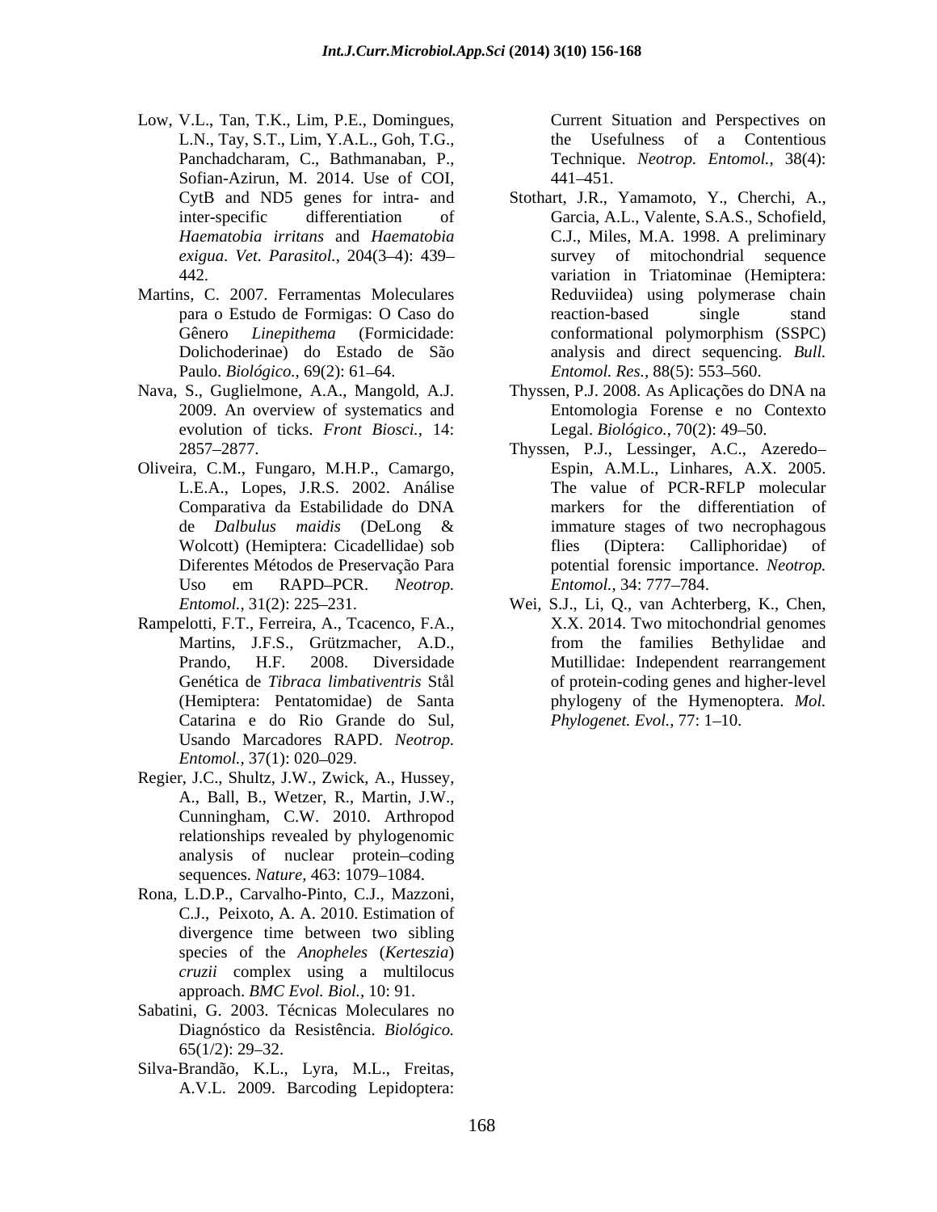Low, V.L., Tan, T.K., Lim, P.E., Domingues, L.N., Tay, S.T., Lim, Y.A.L., Goh, T.G., Panchadcharam, C., Bathmanaban, P., Sofian-Azirun, M. 2014. Use of COI, CytB and ND5 genes for intra- and inter-specific differentiation of *Haematobia irritans* and *Haematobia exigua*. *Vet. Parasitol.,* 204(3–4): 439–442.

Martins, C. 2007. Ferramentas Moleculares para o Estudo de Formigas: O Caso do Gênero *Linepithema* (Formicidade: Dolichoderinae) do Estado de São Paulo. *Biológico.,* 69(2): 61–64.

Nava, S., Guglielmone, A.A., Mangold, A.J. 2009. An overview of systematics and evolution of ticks. *Front Biosci.,* 14: 2857–2877.

Oliveira, C.M., Fungaro, M.H.P., Camargo, L.E.A., Lopes, J.R.S. 2002. Análise Comparativa da Estabilidade do DNA de *Dalbulus maidis* (DeLong & Wolcott) (Hemiptera: Cicadellidae) sob Diferentes Métodos de Preservação Para Uso em RAPD–PCR. *Neotrop. Entomol.,* 31(2): 225–231.

Rampelotti, F.T., Ferreira, A., Tcacenco, F.A., Martins, J.F.S., Grützmacher, A.D., Prando, H.F. 2008. Diversidade Genética de *Tibraca limbativentris* Stål (Hemiptera: Pentatomidae) de Santa Catarina e do Rio Grande do Sul, Usando Marcadores RAPD. *Neotrop. Entomol.,* 37(1): 020–029.

Regier, J.C., Shultz, J.W., Zwick, A., Hussey, A., Ball, B., Wetzer, R., Martin, J.W., Cunningham, C.W. 2010. Arthropod relationships revealed by phylogenomic analysis of nuclear protein–coding sequences. *Nature,* 463: 1079–1084.

Rona, L.D.P., Carvalho-Pinto, C.J., Mazzoni, C.J., Peixoto, A. A. 2010. Estimation of divergence time between two sibling species of the *Anopheles* (*Kerteszia*) *cruzii* complex using a multilocus approach. *BMC Evol. Biol.,* 10: 91.

Sabatini, G. 2003. Técnicas Moleculares no Diagnóstico da Resistência. *Biológico.* 65(1/2): 29–32.

Silva-Brandão, K.L., Lyra, M.L., Freitas, A.V.L. 2009. Barcoding Lepidoptera: Current Situation and Perspectives on the Usefulness of a Contentious Technique. *Neotrop. Entomol.,* 38(4): 441–451.

Stothart, J.R., Yamamoto, Y., Cherchi, A., Garcia, A.L., Valente, S.A.S., Schofield, C.J., Miles, M.A. 1998. A preliminary survey of mitochondrial sequence variation in Triatominae (Hemiptera: Reduviidea) using polymerase chain reaction-based single stand conformational polymorphism (SSPC) analysis and direct sequencing. *Bull. Entomol. Res.,* 88(5): 553–560.

Thyssen, P.J. 2008. As Aplicações do DNA na Entomologia Forense e no Contexto Legal. *Biológico.,* 70(2): 49–50.

Thyssen, P.J., Lessinger, A.C., Azeredo–Espin, A.M.L., Linhares, A.X. 2005. The value of PCR-RFLP molecular markers for the differentiation of immature stages of two necrophagous flies (Diptera: Calliphoridae) of potential forensic importance. *Neotrop. Entomol.,* 34: 777–784.

Wei, S.J., Li, Q., van Achterberg, K., Chen, X.X. 2014. Two mitochondrial genomes from the families Bethylidae and Mutillidae: Independent rearrangement of protein-coding genes and higher-level phylogeny of the Hymenoptera. *Mol. Phylogenet. Evol.,* 77: 1–10.